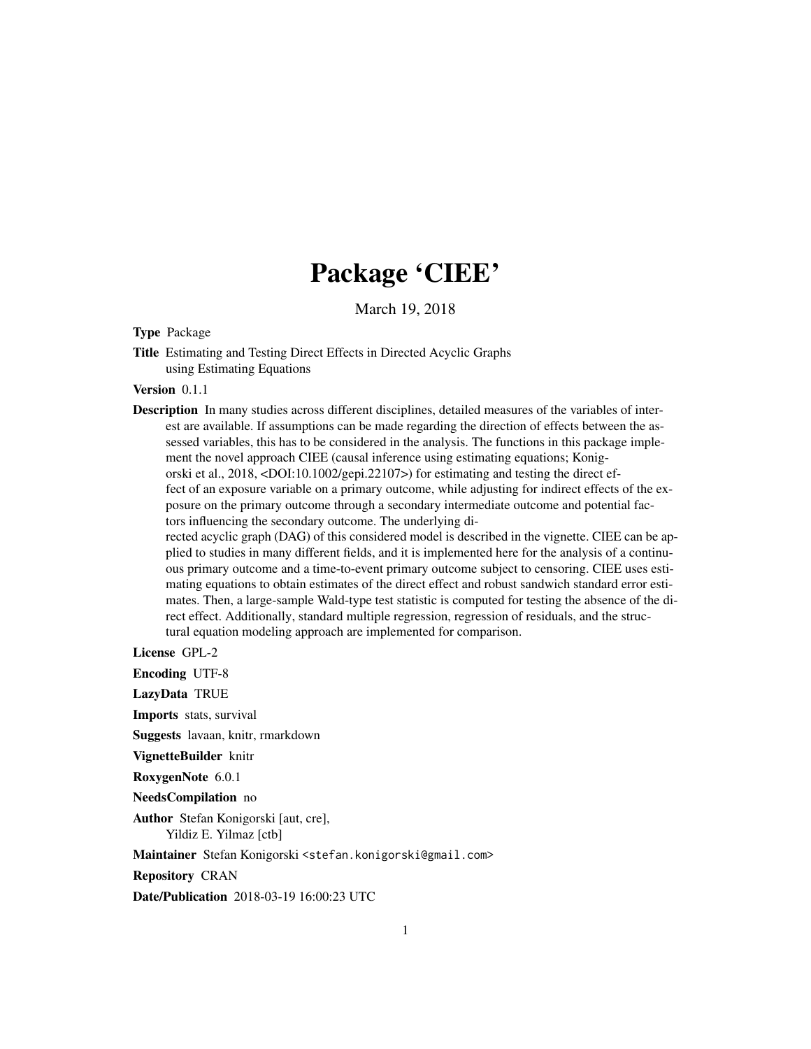# Package 'CIEE'

March 19, 2018

**Type** Package

**Title** Estimating and Testing Direct Effects in Directed Acyclic Graphs using Estimating Equations

**Version** 0.1.1

**Description** In many studies across different disciplines, detailed measures of the variables of interest are available. If assumptions can be made regarding the direction of effects between the assessed variables, this has to be considered in the analysis. The functions in this package implement the novel approach CIEE (causal inference using estimating equations; Konigorski et al., 2018, <DOI:10.1002/gepi.22107>) for estimating and testing the direct effect of an exposure variable on a primary outcome, while adjusting for indirect effects of the exposure on the primary outcome through a secondary intermediate outcome and potential factors influencing the secondary outcome. The underlying directed acyclic graph (DAG) of this considered model is described in the vignette. CIEE can be applied to studies in many different fields, and it is implemented here for the analysis of a continuous primary outcome and a time-to-event primary outcome subject to censoring. CIEE uses estimating equations to obtain estimates of the direct effect and robust sandwich standard error estimates. Then, a large-sample Wald-type test statistic is computed for testing the absence of the direct effect. Additionally, standard multiple regression, regression of residuals, and the structural equation modeling approach are implemented for comparison.

**License** GPL-2

**Encoding** UTF-8

**LazyData** TRUE

**Imports** stats, survival

**Suggests** lavaan, knitr, rmarkdown

**VignetteBuilder** knitr

**RoxygenNote** 6.0.1

**NeedsCompilation** no

**Author** Stefan Konigorski [aut, cre], Yildiz E. Yilmaz [ctb]

**Maintainer** Stefan Konigorski <stefan.konigorski@gmail.com>

**Repository** CRAN

**Date/Publication** 2018-03-19 16:00:23 UTC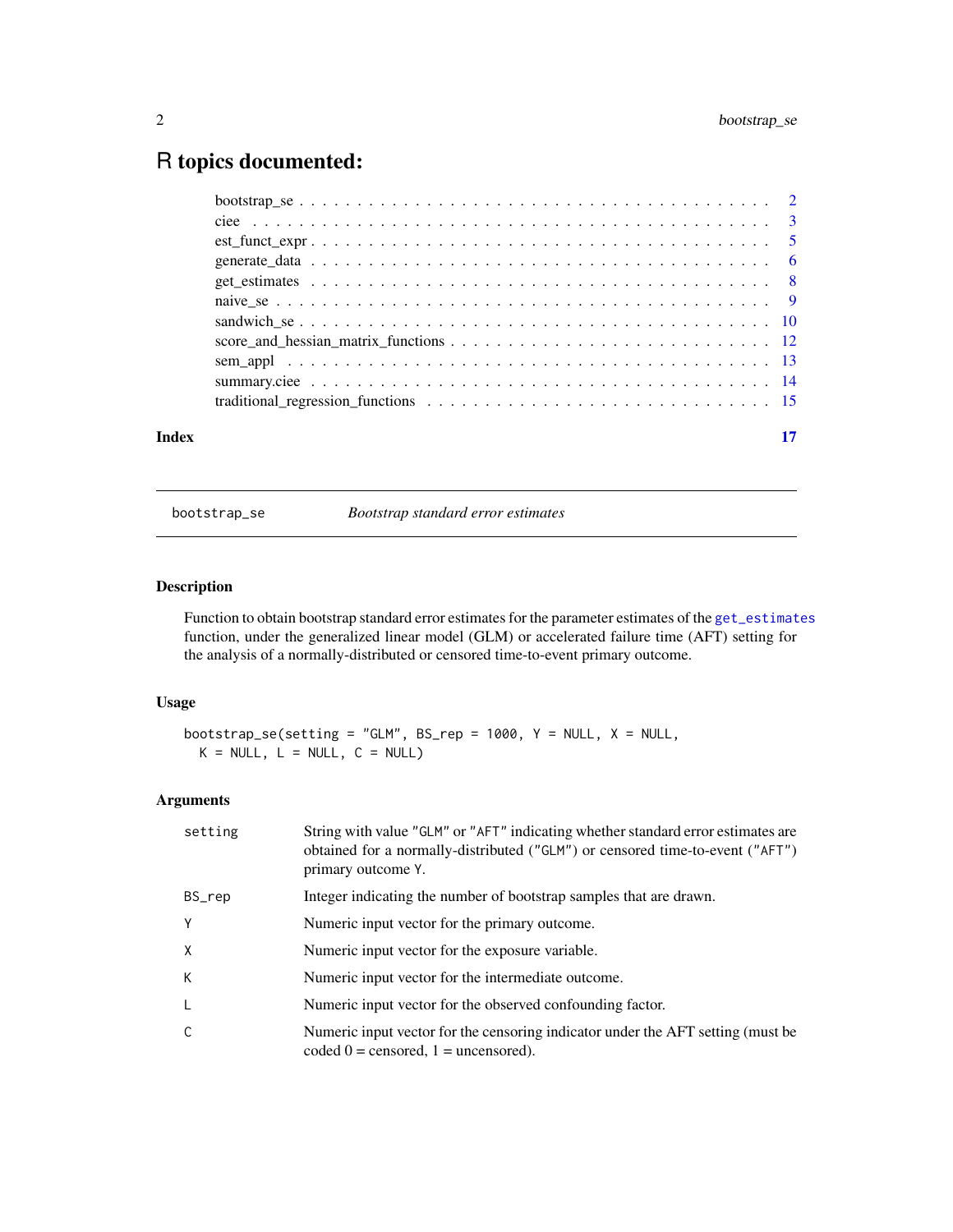# R topics documented:

| | |
|---|---|
| bootstrap_se | 2 |
| ciee | 3 |
| est_funct_expr | 5 |
| generate_data | 6 |
| get_estimates | 8 |
| naive_se | 9 |
| sandwich_se | 10 |
| score_and_hessian_matrix_functions | 12 |
| sem_appl | 13 |
| summary.ciee | 14 |
| traditional_regression_functions | 15 |
| **Index** | **17** |

---

## bootstrap_se — *Bootstrap standard error estimates*

### Description

Function to obtain bootstrap standard error estimates for the parameter estimates of the get_estimates function, under the generalized linear model (GLM) or accelerated failure time (AFT) setting for the analysis of a normally-distributed or censored time-to-event primary outcome.

### Usage

```
bootstrap_se(setting = "GLM", BS_rep = 1000, Y = NULL, X = NULL,
  K = NULL, L = NULL, C = NULL)
```

### Arguments

| | |
|---|---|
| setting | String with value "GLM" or "AFT" indicating whether standard error estimates are obtained for a normally-distributed ("GLM") or censored time-to-event ("AFT") primary outcome Y. |
| BS_rep | Integer indicating the number of bootstrap samples that are drawn. |
| Y | Numeric input vector for the primary outcome. |
| X | Numeric input vector for the exposure variable. |
| K | Numeric input vector for the intermediate outcome. |
| L | Numeric input vector for the observed confounding factor. |
| C | Numeric input vector for the censoring indicator under the AFT setting (must be coded 0 = censored, 1 = uncensored). |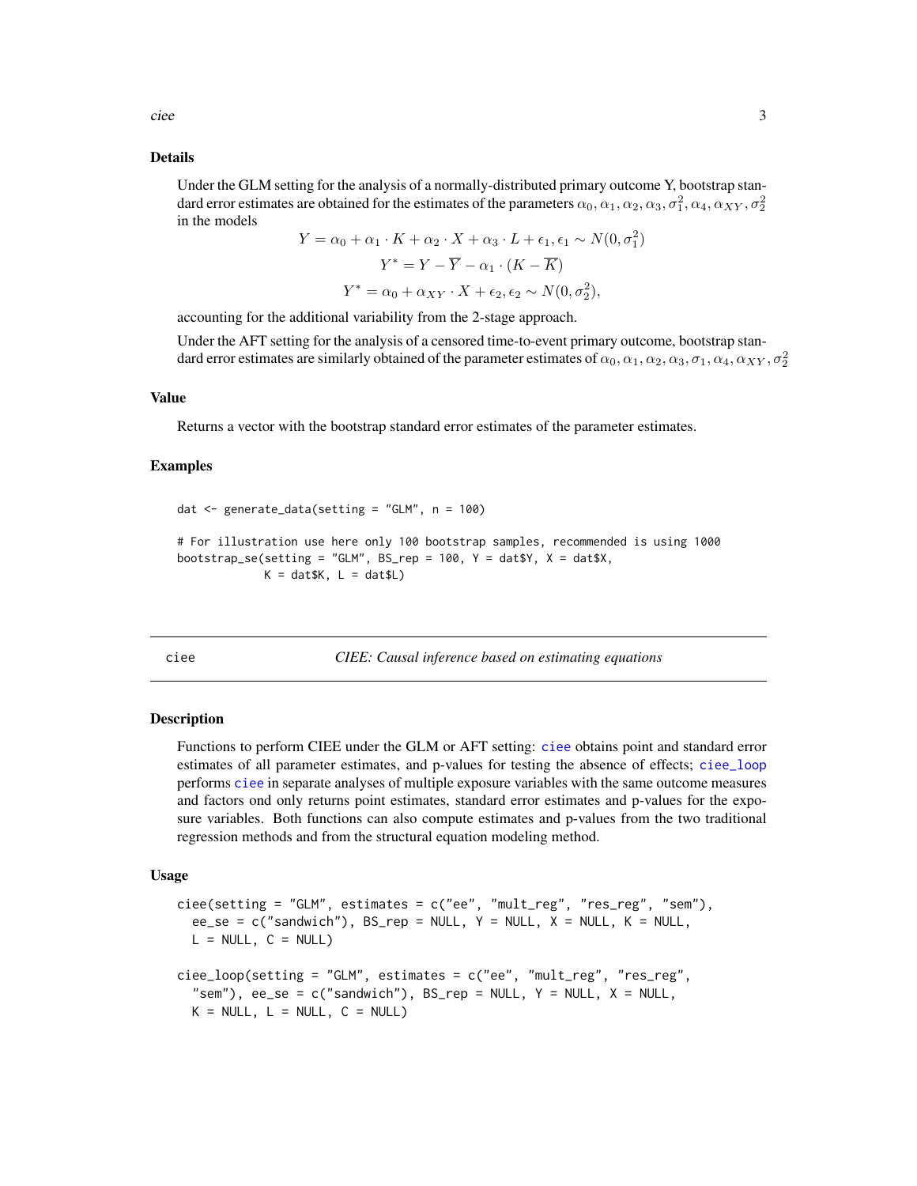## Details

Under the GLM setting for the analysis of a normally-distributed primary outcome Y, bootstrap standard error estimates are obtained for the estimates of the parameters $\alpha_0, \alpha_1, \alpha_2, \alpha_3, \sigma_1^2, \alpha_4, \alpha_{XY}, \sigma_2^2$ in the models

$$Y = \alpha_0 + \alpha_1 \cdot K + \alpha_2 \cdot X + \alpha_3 \cdot L + \epsilon_1, \epsilon_1 \sim N(0, \sigma_1^2)$$

$$Y^* = Y - \overline{Y} - \alpha_1 \cdot (K - \overline{K})$$

$$Y^* = \alpha_0 + \alpha_{XY} \cdot X + \epsilon_2, \epsilon_2 \sim N(0, \sigma_2^2),$$

accounting for the additional variability from the 2-stage approach.

Under the AFT setting for the analysis of a censored time-to-event primary outcome, bootstrap standard error estimates are similarly obtained of the parameter estimates of $\alpha_0, \alpha_1, \alpha_2, \alpha_3, \sigma_1, \alpha_4, \alpha_{XY}, \sigma_2^2$

## Value

Returns a vector with the bootstrap standard error estimates of the parameter estimates.

## Examples

```
dat <- generate_data(setting = "GLM", n = 100)

# For illustration use here only 100 bootstrap samples, recommended is using 1000
bootstrap_se(setting = "GLM", BS_rep = 100, Y = dat$Y, X = dat$X,
             K = dat$K, L = dat$L)
```

---

# ciee — *CIEE: Causal inference based on estimating equations*

## Description

Functions to perform CIEE under the GLM or AFT setting: `ciee` obtains point and standard error estimates of all parameter estimates, and p-values for testing the absence of effects; `ciee_loop` performs `ciee` in separate analyses of multiple exposure variables with the same outcome measures and factors ond only returns point estimates, standard error estimates and p-values for the exposure variables. Both functions can also compute estimates and p-values from the two traditional regression methods and from the structural equation modeling method.

## Usage

```
ciee(setting = "GLM", estimates = c("ee", "mult_reg", "res_reg", "sem"),
  ee_se = c("sandwich"), BS_rep = NULL, Y = NULL, X = NULL, K = NULL,
  L = NULL, C = NULL)

ciee_loop(setting = "GLM", estimates = c("ee", "mult_reg", "res_reg",
  "sem"), ee_se = c("sandwich"), BS_rep = NULL, Y = NULL, X = NULL,
  K = NULL, L = NULL, C = NULL)
```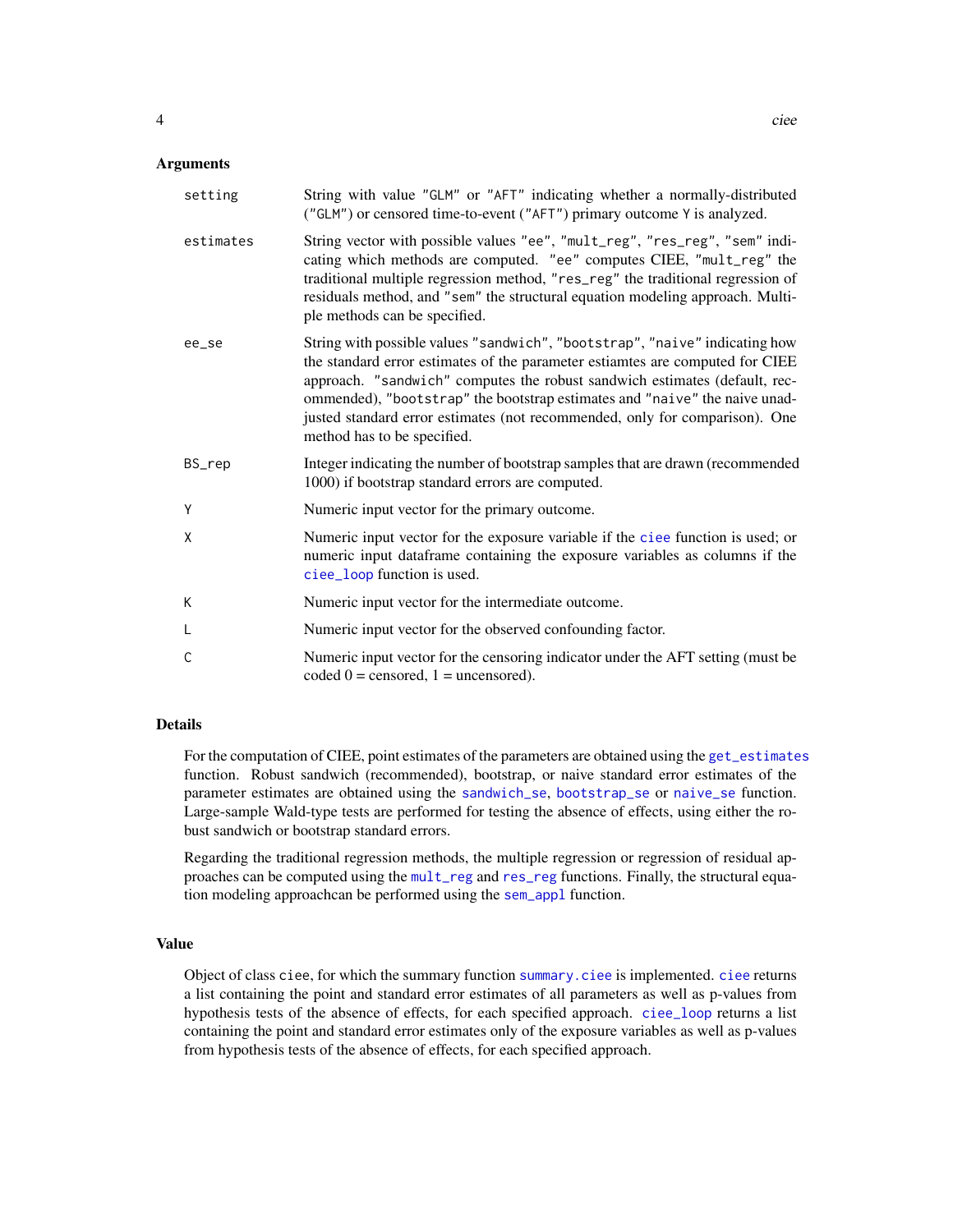## Arguments

| Argument | Description |
|---|---|
| `setting` | String with value "GLM" or "AFT" indicating whether a normally-distributed ("GLM") or censored time-to-event ("AFT") primary outcome Y is analyzed. |
| `estimates` | String vector with possible values "ee", "mult_reg", "res_reg", "sem" indicating which methods are computed. "ee" computes CIEE, "mult_reg" the traditional multiple regression method, "res_reg" the traditional regression of residuals method, and "sem" the structural equation modeling approach. Multiple methods can be specified. |
| `ee_se` | String with possible values "sandwich", "bootstrap", "naive" indicating how the standard error estimates of the parameter estiamtes are computed for CIEE approach. "sandwich" computes the robust sandwich estimates (default, recommended), "bootstrap" the bootstrap estimates and "naive" the naive unadjusted standard error estimates (not recommended, only for comparison). One method has to be specified. |
| `BS_rep` | Integer indicating the number of bootstrap samples that are drawn (recommended 1000) if bootstrap standard errors are computed. |
| `Y` | Numeric input vector for the primary outcome. |
| `X` | Numeric input vector for the exposure variable if the `ciee` function is used; or numeric input dataframe containing the exposure variables as columns if the `ciee_loop` function is used. |
| `K` | Numeric input vector for the intermediate outcome. |
| `L` | Numeric input vector for the observed confounding factor. |
| `C` | Numeric input vector for the censoring indicator under the AFT setting (must be coded 0 = censored, 1 = uncensored). |

## Details

For the computation of CIEE, point estimates of the parameters are obtained using the `get_estimates` function. Robust sandwich (recommended), bootstrap, or naive standard error estimates of the parameter estimates are obtained using the `sandwich_se`, `bootstrap_se` or `naive_se` function. Large-sample Wald-type tests are performed for testing the absence of effects, using either the robust sandwich or bootstrap standard errors.

Regarding the traditional regression methods, the multiple regression or regression of residual approaches can be computed using the `mult_reg` and `res_reg` functions. Finally, the structural equation modeling approachcan be performed using the `sem_appl` function.

## Value

Object of class `ciee`, for which the summary function `summary.ciee` is implemented. `ciee` returns a list containing the point and standard error estimates of all parameters as well as p-values from hypothesis tests of the absence of effects, for each specified approach. `ciee_loop` returns a list containing the point and standard error estimates only of the exposure variables as well as p-values from hypothesis tests of the absence of effects, for each specified approach.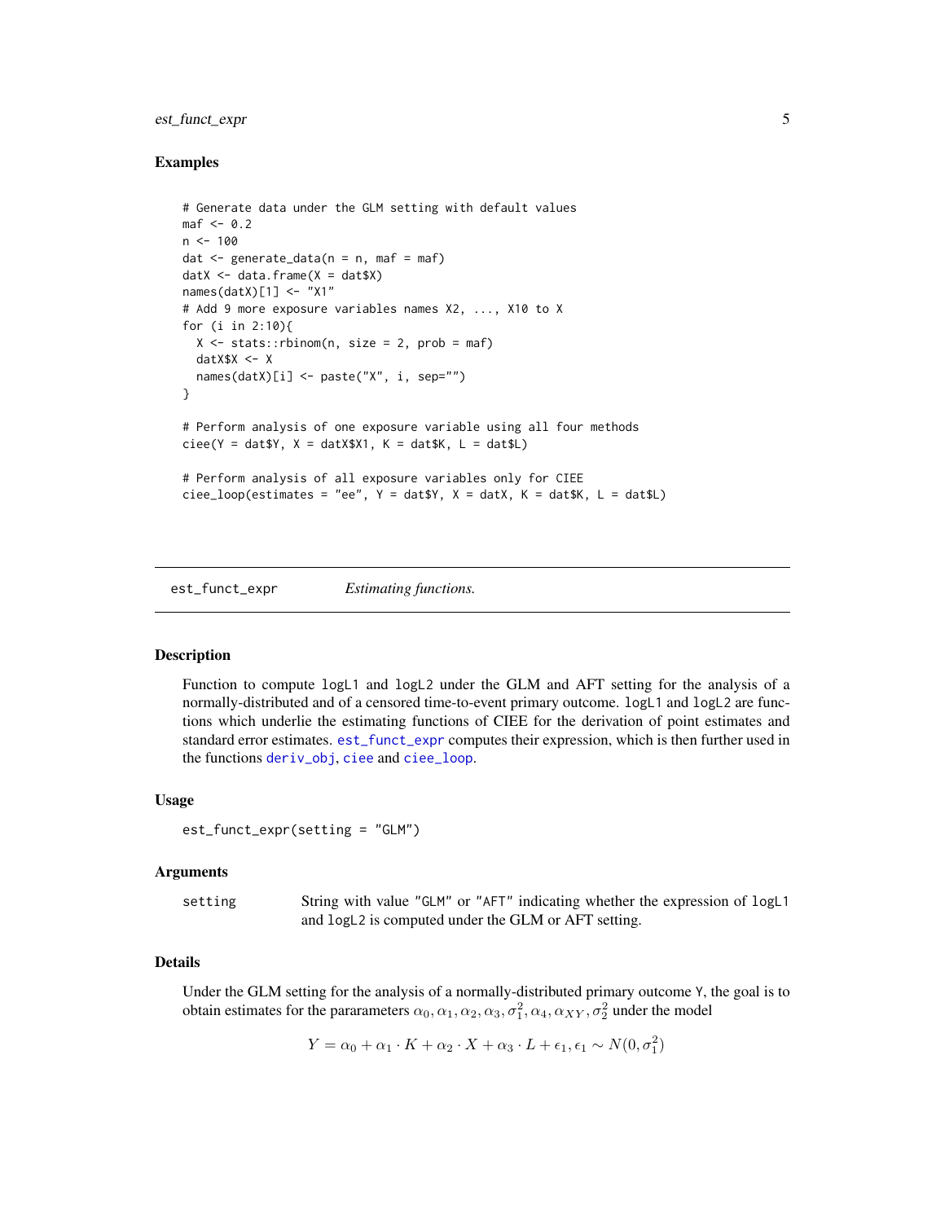## Examples

```
# Generate data under the GLM setting with default values
maf <- 0.2
n <- 100
dat <- generate_data(n = n, maf = maf)
datX <- data.frame(X = dat$X)
names(datX)[1] <- "X1"
# Add 9 more exposure variables names X2, ..., X10 to X
for (i in 2:10){
  X <- stats::rbinom(n, size = 2, prob = maf)
  datX$X <- X
  names(datX)[i] <- paste("X", i, sep="")
}

# Perform analysis of one exposure variable using all four methods
ciee(Y = dat$Y, X = datX$X1, K = dat$K, L = dat$L)

# Perform analysis of all exposure variables only for CIEE
ciee_loop(estimates = "ee", Y = dat$Y, X = datX, K = dat$K, L = dat$L)
```

---

`est_funct_expr` *Estimating functions.*

---

## Description

Function to compute `logL1` and `logL2` under the GLM and AFT setting for the analysis of a normally-distributed and of a censored time-to-event primary outcome. `logL1` and `logL2` are functions which underlie the estimating functions of CIEE for the derivation of point estimates and standard error estimates. `est_funct_expr` computes their expression, which is then further used in the functions `deriv_obj`, `ciee` and `ciee_loop`.

## Usage

```
est_funct_expr(setting = "GLM")
```

## Arguments

| | |
|---|---|
| `setting` | String with value "GLM" or "AFT" indicating whether the expression of `logL1` and `logL2` is computed under the GLM or AFT setting. |

## Details

Under the GLM setting for the analysis of a normally-distributed primary outcome `Y`, the goal is to obtain estimates for the pararameters $\alpha_0, \alpha_1, \alpha_2, \alpha_3, \sigma_1^2, \alpha_4, \alpha_{XY}, \sigma_2^2$ under the model

$$Y = \alpha_0 + \alpha_1 \cdot K + \alpha_2 \cdot X + \alpha_3 \cdot L + \epsilon_1, \epsilon_1 \sim N(0, \sigma_1^2)$$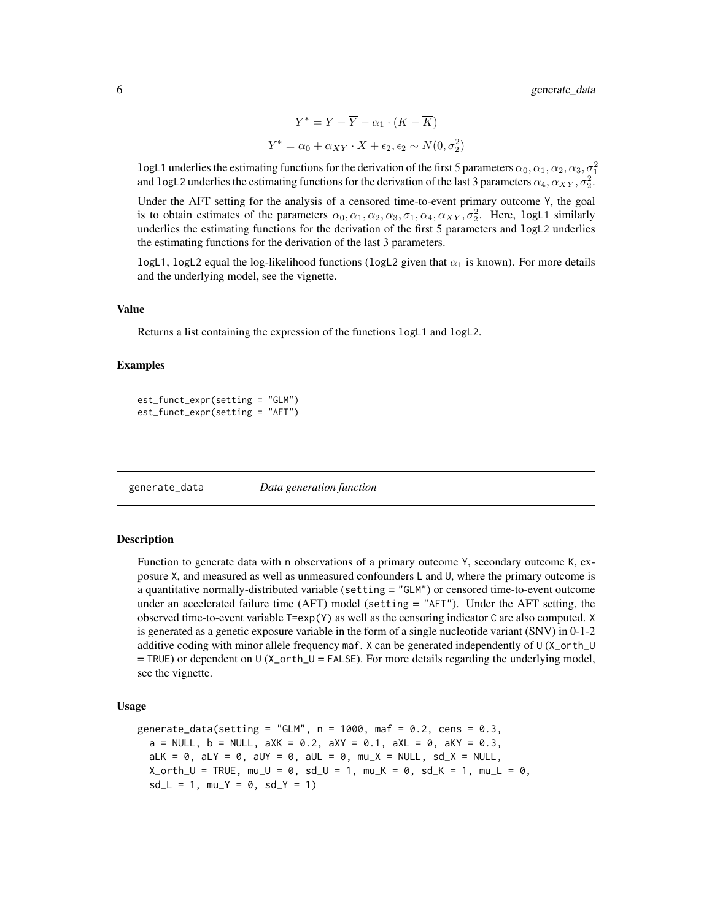$$Y^* = Y - \overline{Y} - \alpha_1 \cdot (K - \overline{K})$$

$$Y^* = \alpha_0 + \alpha_{XY} \cdot X + \epsilon_2, \epsilon_2 \sim N(0, \sigma_2^2)$$

`logL1` underlies the estimating functions for the derivation of the first 5 parameters $\alpha_0, \alpha_1, \alpha_2, \alpha_3, \sigma_1^2$ and `logL2` underlies the estimating functions for the derivation of the last 3 parameters $\alpha_4, \alpha_{XY}, \sigma_2^2$.

Under the AFT setting for the analysis of a censored time-to-event primary outcome Y, the goal is to obtain estimates of the parameters $\alpha_0, \alpha_1, \alpha_2, \alpha_3, \sigma_1, \alpha_4, \alpha_{XY}, \sigma_2^2$. Here, `logL1` similarly underlies the estimating functions for the derivation of the first 5 parameters and `logL2` underlies the estimating functions for the derivation of the last 3 parameters.

`logL1`, `logL2` equal the log-likelihood functions (`logL2` given that $\alpha_1$ is known). For more details and the underlying model, see the vignette.

### Value

Returns a list containing the expression of the functions `logL1` and `logL2`.

### Examples

```
est_funct_expr(setting = "GLM")
est_funct_expr(setting = "AFT")
```

## generate_data — *Data generation function*

### Description

Function to generate data with n observations of a primary outcome Y, secondary outcome K, exposure X, and measured as well as unmeasured confounders L and U, where the primary outcome is a quantitative normally-distributed variable (`setting = "GLM"`) or censored time-to-event outcome under an accelerated failure time (AFT) model (`setting = "AFT"`). Under the AFT setting, the observed time-to-event variable T=exp(Y) as well as the censoring indicator C are also computed. X is generated as a genetic exposure variable in the form of a single nucleotide variant (SNV) in 0-1-2 additive coding with minor allele frequency `maf`. X can be generated independently of U (`X_orth_U = TRUE`) or dependent on U (`X_orth_U = FALSE`). For more details regarding the underlying model, see the vignette.

### Usage

```
generate_data(setting = "GLM", n = 1000, maf = 0.2, cens = 0.3,
  a = NULL, b = NULL, aXK = 0.2, aXY = 0.1, aXL = 0, aKY = 0.3,
  aLK = 0, aLY = 0, aUY = 0, aUL = 0, mu_X = NULL, sd_X = NULL,
  X_orth_U = TRUE, mu_U = 0, sd_U = 1, mu_K = 0, sd_K = 1, mu_L = 0,
  sd_L = 1, mu_Y = 0, sd_Y = 1)
```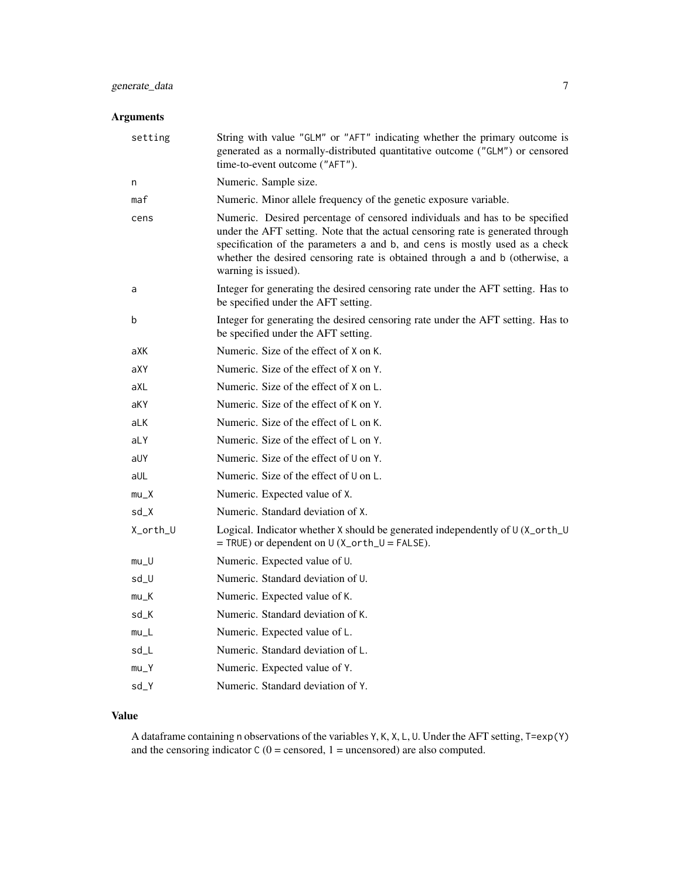## Arguments

| | |
|---|---|
| `setting` | String with value "GLM" or "AFT" indicating whether the primary outcome is generated as a normally-distributed quantitative outcome ("GLM") or censored time-to-event outcome ("AFT"). |
| `n` | Numeric. Sample size. |
| `maf` | Numeric. Minor allele frequency of the genetic exposure variable. |
| `cens` | Numeric. Desired percentage of censored individuals and has to be specified under the AFT setting. Note that the actual censoring rate is generated through specification of the parameters `a` and `b`, and `cens` is mostly used as a check whether the desired censoring rate is obtained through `a` and `b` (otherwise, a warning is issued). |
| `a` | Integer for generating the desired censoring rate under the AFT setting. Has to be specified under the AFT setting. |
| `b` | Integer for generating the desired censoring rate under the AFT setting. Has to be specified under the AFT setting. |
| `aXK` | Numeric. Size of the effect of `X` on `K`. |
| `aXY` | Numeric. Size of the effect of `X` on `Y`. |
| `aXL` | Numeric. Size of the effect of `X` on `L`. |
| `aKY` | Numeric. Size of the effect of `K` on `Y`. |
| `aLK` | Numeric. Size of the effect of `L` on `K`. |
| `aLY` | Numeric. Size of the effect of `L` on `Y`. |
| `aUY` | Numeric. Size of the effect of `U` on `Y`. |
| `aUL` | Numeric. Size of the effect of `U` on `L`. |
| `mu_X` | Numeric. Expected value of `X`. |
| `sd_X` | Numeric. Standard deviation of `X`. |
| `X_orth_U` | Logical. Indicator whether `X` should be generated independently of `U` (`X_orth_U = TRUE`) or dependent on `U` (`X_orth_U = FALSE`). |
| `mu_U` | Numeric. Expected value of `U`. |
| `sd_U` | Numeric. Standard deviation of `U`. |
| `mu_K` | Numeric. Expected value of `K`. |
| `sd_K` | Numeric. Standard deviation of `K`. |
| `mu_L` | Numeric. Expected value of `L`. |
| `sd_L` | Numeric. Standard deviation of `L`. |
| `mu_Y` | Numeric. Expected value of `Y`. |
| `sd_Y` | Numeric. Standard deviation of `Y`. |

## Value

A dataframe containing `n` observations of the variables `Y`, `K`, `X`, `L`, `U`. Under the AFT setting, `T=exp(Y)` and the censoring indicator `C` (0 = censored, 1 = uncensored) are also computed.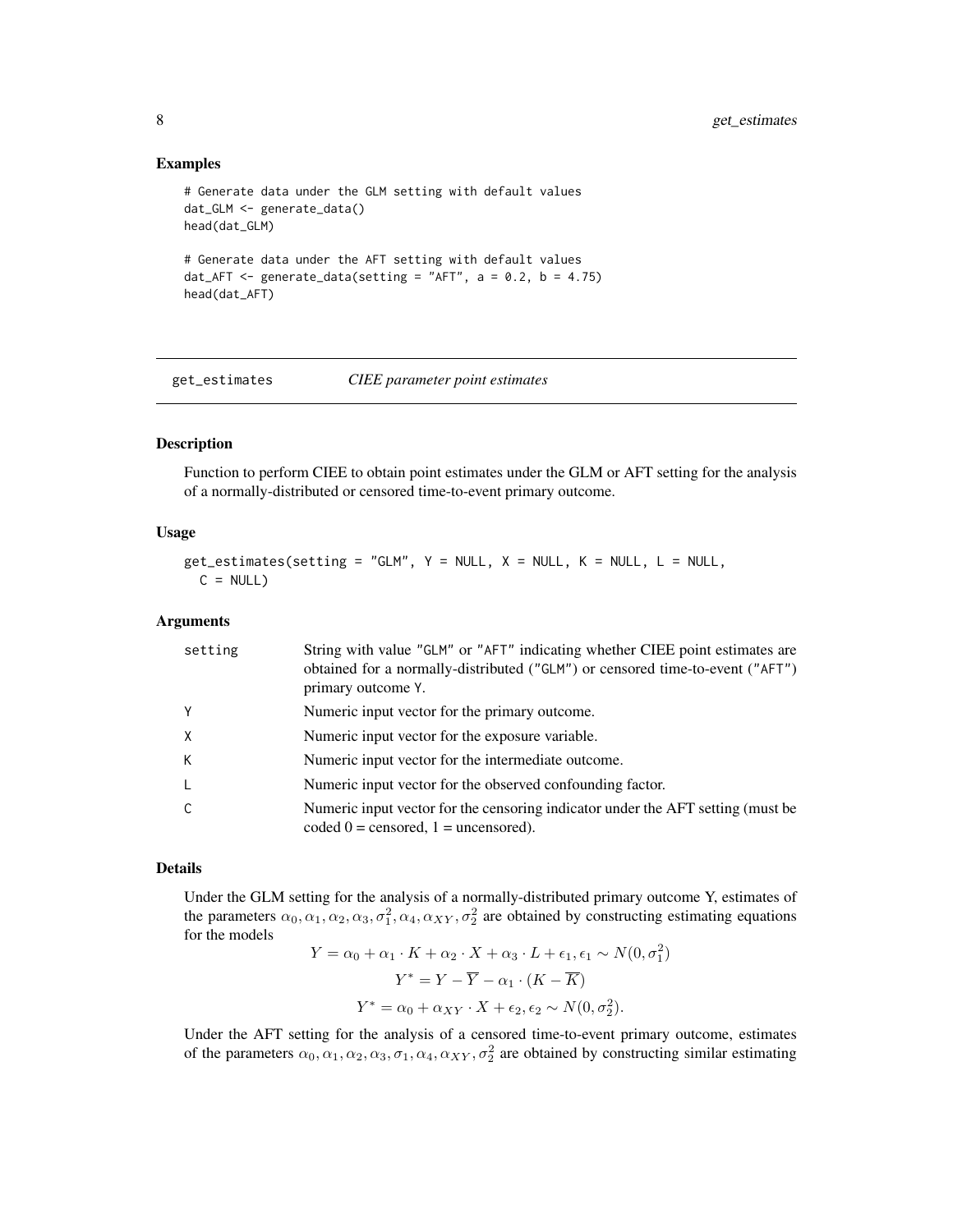## Examples

```
# Generate data under the GLM setting with default values
dat_GLM <- generate_data()
head(dat_GLM)

# Generate data under the AFT setting with default values
dat_AFT <- generate_data(setting = "AFT", a = 0.2, b = 4.75)
head(dat_AFT)
```

---

# get_estimates *CIEE parameter point estimates*

## Description

Function to perform CIEE to obtain point estimates under the GLM or AFT setting for the analysis of a normally-distributed or censored time-to-event primary outcome.

## Usage

```
get_estimates(setting = "GLM", Y = NULL, X = NULL, K = NULL, L = NULL,
  C = NULL)
```

## Arguments

| | |
|---|---|
| setting | String with value "GLM" or "AFT" indicating whether CIEE point estimates are obtained for a normally-distributed ("GLM") or censored time-to-event ("AFT") primary outcome Y. |
| Y | Numeric input vector for the primary outcome. |
| X | Numeric input vector for the exposure variable. |
| K | Numeric input vector for the intermediate outcome. |
| L | Numeric input vector for the observed confounding factor. |
| C | Numeric input vector for the censoring indicator under the AFT setting (must be coded 0 = censored, 1 = uncensored). |

## Details

Under the GLM setting for the analysis of a normally-distributed primary outcome Y, estimates of the parameters $\alpha_0, \alpha_1, \alpha_2, \alpha_3, \sigma_1^2, \alpha_4, \alpha_{XY}, \sigma_2^2$ are obtained by constructing estimating equations for the models

$$Y = \alpha_0 + \alpha_1 \cdot K + \alpha_2 \cdot X + \alpha_3 \cdot L + \epsilon_1, \epsilon_1 \sim N(0, \sigma_1^2)$$

$$Y^* = Y - \overline{Y} - \alpha_1 \cdot (K - \overline{K})$$

$$Y^* = \alpha_0 + \alpha_{XY} \cdot X + \epsilon_2, \epsilon_2 \sim N(0, \sigma_2^2).$$

Under the AFT setting for the analysis of a censored time-to-event primary outcome, estimates of the parameters $\alpha_0, \alpha_1, \alpha_2, \alpha_3, \sigma_1, \alpha_4, \alpha_{XY}, \sigma_2^2$ are obtained by constructing similar estimating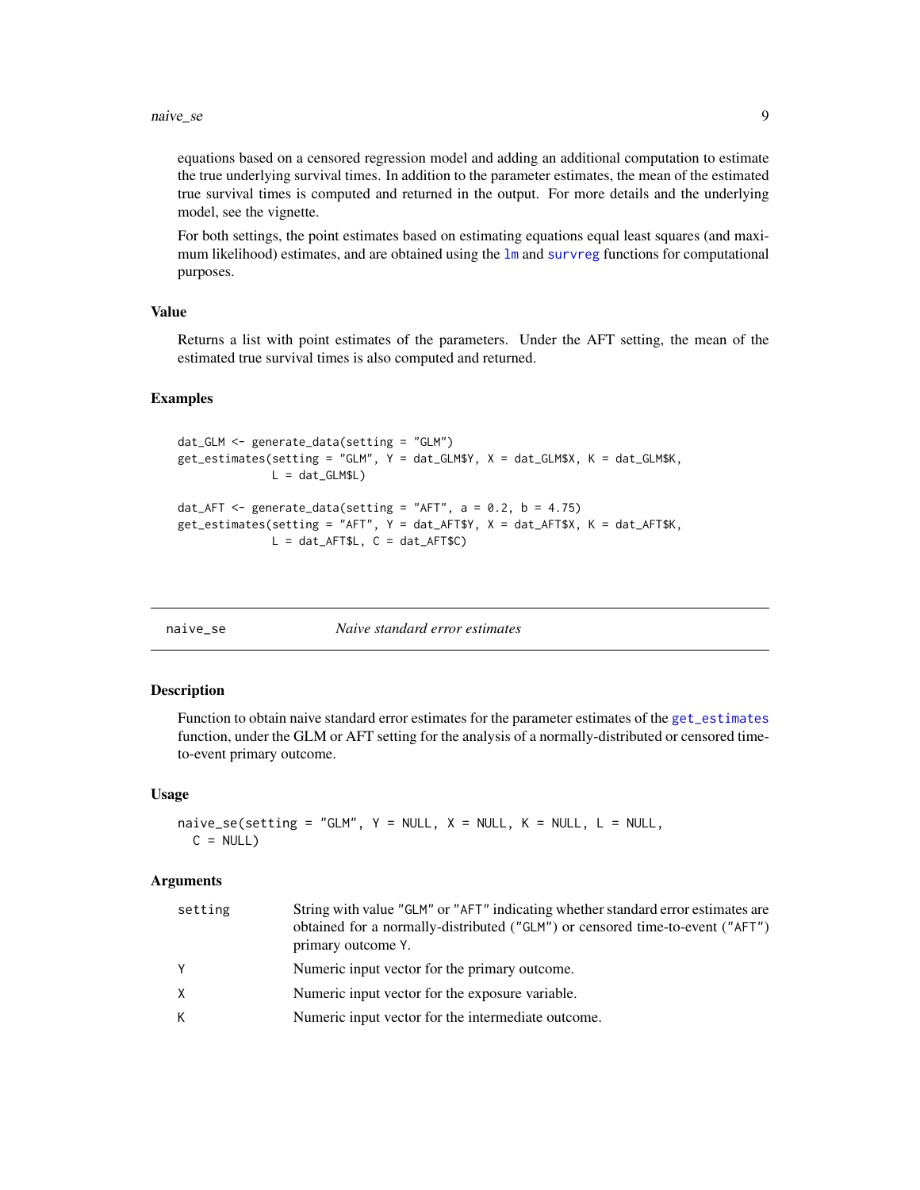equations based on a censored regression model and adding an additional computation to estimate the true underlying survival times. In addition to the parameter estimates, the mean of the estimated true survival times is computed and returned in the output. For more details and the underlying model, see the vignette.

For both settings, the point estimates based on estimating equations equal least squares (and maximum likelihood) estimates, and are obtained using the lm and survreg functions for computational purposes.

### Value

Returns a list with point estimates of the parameters. Under the AFT setting, the mean of the estimated true survival times is also computed and returned.

### Examples

```
dat_GLM <- generate_data(setting = "GLM")
get_estimates(setting = "GLM", Y = dat_GLM$Y, X = dat_GLM$X, K = dat_GLM$K,
              L = dat_GLM$L)

dat_AFT <- generate_data(setting = "AFT", a = 0.2, b = 4.75)
get_estimates(setting = "AFT", Y = dat_AFT$Y, X = dat_AFT$X, K = dat_AFT$K,
              L = dat_AFT$L, C = dat_AFT$C)
```

## naive_se — *Naive standard error estimates*

### Description

Function to obtain naive standard error estimates for the parameter estimates of the get_estimates function, under the GLM or AFT setting for the analysis of a normally-distributed or censored time-to-event primary outcome.

### Usage

```
naive_se(setting = "GLM", Y = NULL, X = NULL, K = NULL, L = NULL,
  C = NULL)
```

### Arguments

| | |
|---|---|
| setting | String with value "GLM" or "AFT" indicating whether standard error estimates are obtained for a normally-distributed ("GLM") or censored time-to-event ("AFT") primary outcome Y. |
| Y | Numeric input vector for the primary outcome. |
| X | Numeric input vector for the exposure variable. |
| K | Numeric input vector for the intermediate outcome. |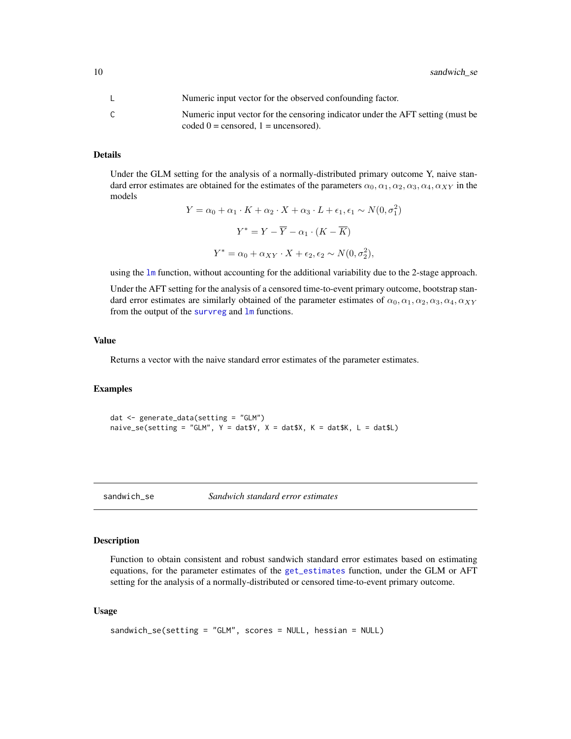| | |
|---|---|
| L | Numeric input vector for the observed confounding factor. |
| C | Numeric input vector for the censoring indicator under the AFT setting (must be coded 0 = censored, 1 = uncensored). |

### Details

Under the GLM setting for the analysis of a normally-distributed primary outcome Y, naive standard error estimates are obtained for the estimates of the parameters $\alpha_0, \alpha_1, \alpha_2, \alpha_3, \alpha_4, \alpha_{XY}$ in the models

$$Y = \alpha_0 + \alpha_1 \cdot K + \alpha_2 \cdot X + \alpha_3 \cdot L + \epsilon_1, \epsilon_1 \sim N(0, \sigma_1^2)$$

$$Y^* = Y - \overline{Y} - \alpha_1 \cdot (K - \overline{K})$$

$$Y^* = \alpha_0 + \alpha_{XY} \cdot X + \epsilon_2, \epsilon_2 \sim N(0, \sigma_2^2),$$

using the lm function, without accounting for the additional variability due to the 2-stage approach.

Under the AFT setting for the analysis of a censored time-to-event primary outcome, bootstrap standard error estimates are similarly obtained of the parameter estimates of $\alpha_0, \alpha_1, \alpha_2, \alpha_3, \alpha_4, \alpha_{XY}$ from the output of the survreg and lm functions.

### Value

Returns a vector with the naive standard error estimates of the parameter estimates.

### Examples

```
dat <- generate_data(setting = "GLM")
naive_se(setting = "GLM", Y = dat$Y, X = dat$X, K = dat$K, L = dat$L)
```

---

## sandwich_se — *Sandwich standard error estimates*

### Description

Function to obtain consistent and robust sandwich standard error estimates based on estimating equations, for the parameter estimates of the get_estimates function, under the GLM or AFT setting for the analysis of a normally-distributed or censored time-to-event primary outcome.

### Usage

```
sandwich_se(setting = "GLM", scores = NULL, hessian = NULL)
```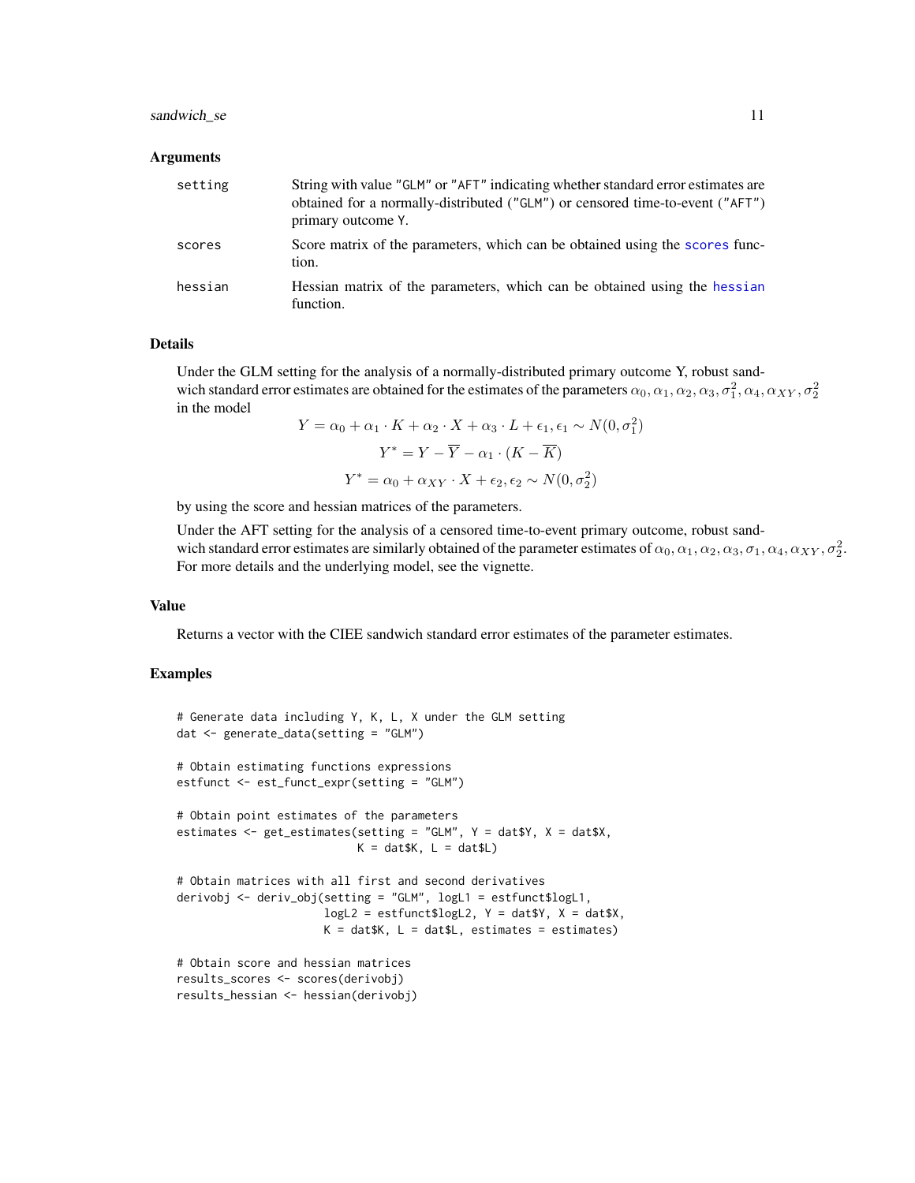## Arguments

| | |
|---|---|
| setting | String with value "GLM" or "AFT" indicating whether standard error estimates are obtained for a normally-distributed ("GLM") or censored time-to-event ("AFT") primary outcome Y. |
| scores | Score matrix of the parameters, which can be obtained using the scores function. |
| hessian | Hessian matrix of the parameters, which can be obtained using the hessian function. |

## Details

Under the GLM setting for the analysis of a normally-distributed primary outcome Y, robust sandwich standard error estimates are obtained for the estimates of the parameters $\alpha_0, \alpha_1, \alpha_2, \alpha_3, \sigma_1^2, \alpha_4, \alpha_{XY}, \sigma_2^2$ in the model

$$Y = \alpha_0 + \alpha_1 \cdot K + \alpha_2 \cdot X + \alpha_3 \cdot L + \epsilon_1, \epsilon_1 \sim N(0, \sigma_1^2)$$

$$Y^* = Y - \overline{Y} - \alpha_1 \cdot (K - \overline{K})$$

$$Y^* = \alpha_0 + \alpha_{XY} \cdot X + \epsilon_2, \epsilon_2 \sim N(0, \sigma_2^2)$$

by using the score and hessian matrices of the parameters.

Under the AFT setting for the analysis of a censored time-to-event primary outcome, robust sandwich standard error estimates are similarly obtained of the parameter estimates of $\alpha_0, \alpha_1, \alpha_2, \alpha_3, \sigma_1, \alpha_4, \alpha_{XY}, \sigma_2^2$. For more details and the underlying model, see the vignette.

## Value

Returns a vector with the CIEE sandwich standard error estimates of the parameter estimates.

## Examples

```
# Generate data including Y, K, L, X under the GLM setting
dat <- generate_data(setting = "GLM")

# Obtain estimating functions expressions
estfunct <- est_funct_expr(setting = "GLM")

# Obtain point estimates of the parameters
estimates <- get_estimates(setting = "GLM", Y = dat$Y, X = dat$X,
                           K = dat$K, L = dat$L)

# Obtain matrices with all first and second derivatives
derivobj <- deriv_obj(setting = "GLM", logL1 = estfunct$logL1,
                      logL2 = estfunct$logL2, Y = dat$Y, X = dat$X,
                      K = dat$K, L = dat$L, estimates = estimates)

# Obtain score and hessian matrices
results_scores <- scores(derivobj)
results_hessian <- hessian(derivobj)
```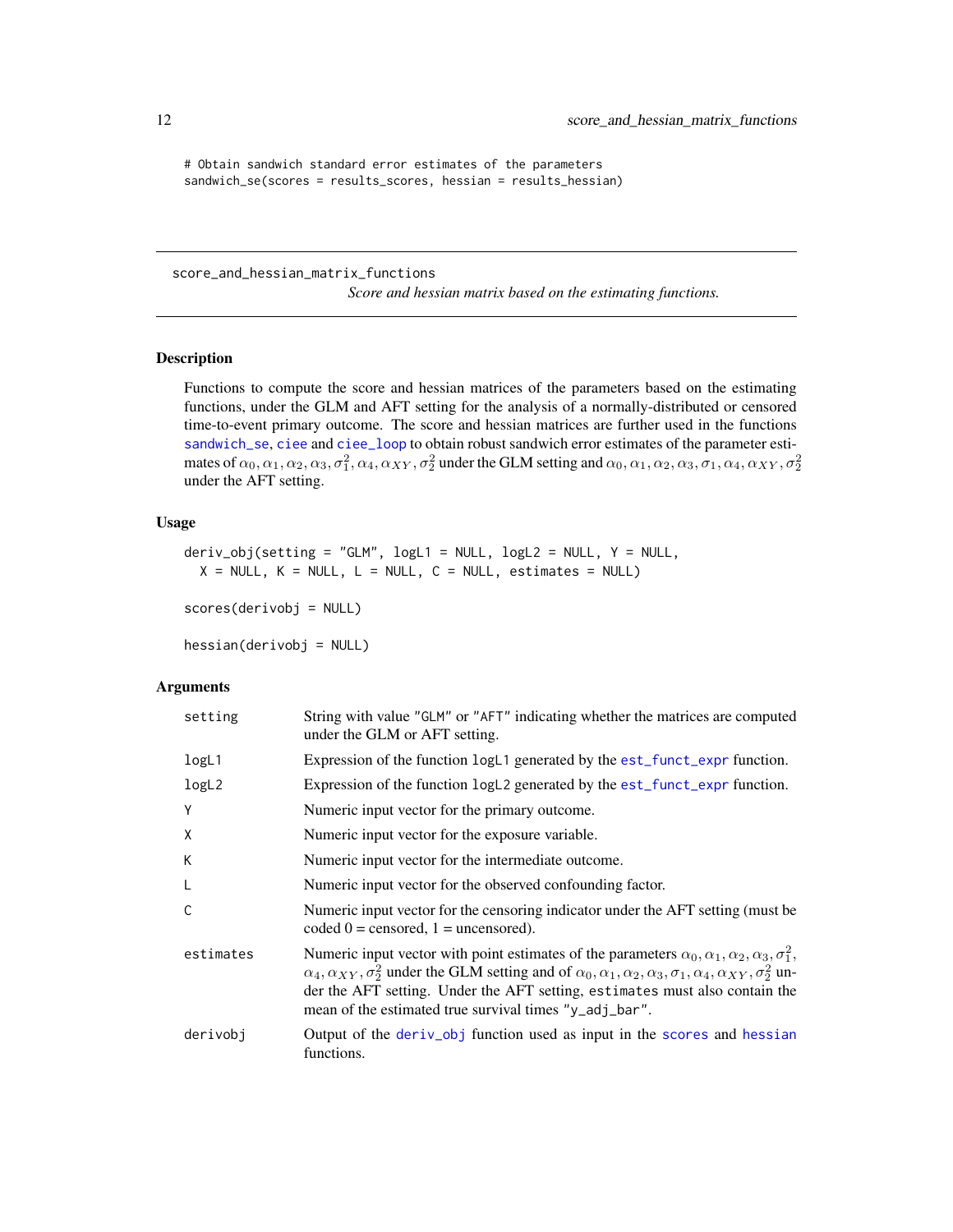```
# Obtain sandwich standard error estimates of the parameters
sandwich_se(scores = results_scores, hessian = results_hessian)
```

---

score_and_hessian_matrix_functions

*Score and hessian matrix based on the estimating functions.*

---

## Description

Functions to compute the score and hessian matrices of the parameters based on the estimating functions, under the GLM and AFT setting for the analysis of a normally-distributed or censored time-to-event primary outcome. The score and hessian matrices are further used in the functions sandwich_se, ciee and ciee_loop to obtain robust sandwich error estimates of the parameter estimates of $\alpha_0, \alpha_1, \alpha_2, \alpha_3, \sigma_1^2, \alpha_4, \alpha_{XY}, \sigma_2^2$ under the GLM setting and $\alpha_0, \alpha_1, \alpha_2, \alpha_3, \sigma_1, \alpha_4, \alpha_{XY}, \sigma_2^2$ under the AFT setting.

## Usage

```
deriv_obj(setting = "GLM", logL1 = NULL, logL2 = NULL, Y = NULL,
  X = NULL, K = NULL, L = NULL, C = NULL, estimates = NULL)

scores(derivobj = NULL)

hessian(derivobj = NULL)
```

## Arguments

| | |
|---|---|
| setting | String with value "GLM" or "AFT" indicating whether the matrices are computed under the GLM or AFT setting. |
| logL1 | Expression of the function logL1 generated by the est_funct_expr function. |
| logL2 | Expression of the function logL2 generated by the est_funct_expr function. |
| Y | Numeric input vector for the primary outcome. |
| X | Numeric input vector for the exposure variable. |
| K | Numeric input vector for the intermediate outcome. |
| L | Numeric input vector for the observed confounding factor. |
| C | Numeric input vector for the censoring indicator under the AFT setting (must be coded 0 = censored, 1 = uncensored). |
| estimates | Numeric input vector with point estimates of the parameters $\alpha_0, \alpha_1, \alpha_2, \alpha_3, \sigma_1^2, \alpha_4, \alpha_{XY}, \sigma_2^2$ under the GLM setting and of $\alpha_0, \alpha_1, \alpha_2, \alpha_3, \sigma_1, \alpha_4, \alpha_{XY}, \sigma_2^2$ under the AFT setting. Under the AFT setting, estimates must also contain the mean of the estimated true survival times "y_adj_bar". |
| derivobj | Output of the deriv_obj function used as input in the scores and hessian functions. |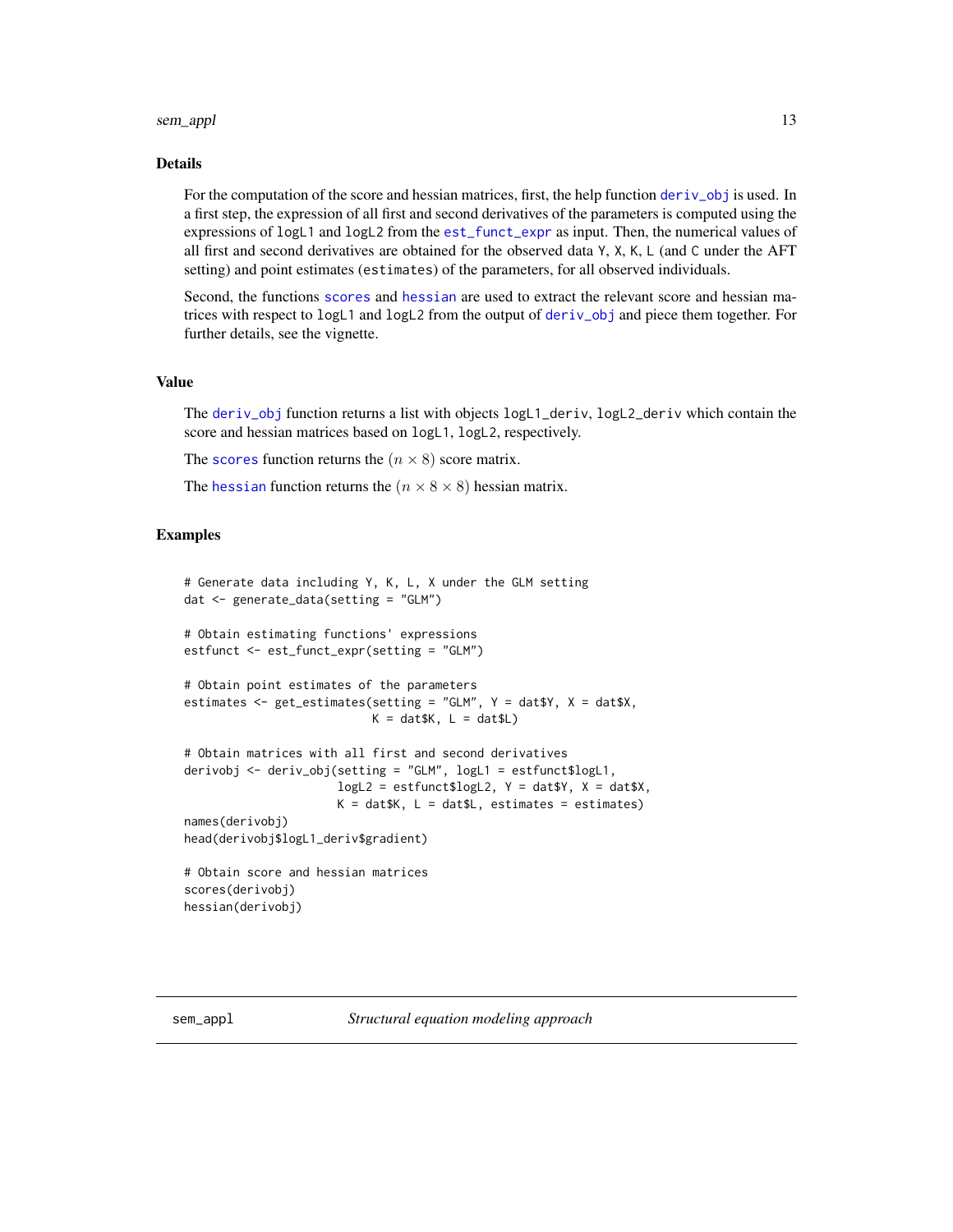### Details

For the computation of the score and hessian matrices, first, the help function `deriv_obj` is used. In a first step, the expression of all first and second derivatives of the parameters is computed using the expressions of `logL1` and `logL2` from the `est_funct_expr` as input. Then, the numerical values of all first and second derivatives are obtained for the observed data `Y`, `X`, `K`, `L` (and `C` under the AFT setting) and point estimates (`estimates`) of the parameters, for all observed individuals.

Second, the functions `scores` and `hessian` are used to extract the relevant score and hessian matrices with respect to `logL1` and `logL2` from the output of `deriv_obj` and piece them together. For further details, see the vignette.

### Value

The `deriv_obj` function returns a list with objects `logL1_deriv`, `logL2_deriv` which contain the score and hessian matrices based on `logL1`, `logL2`, respectively.

The `scores` function returns the $(n \times 8)$ score matrix.

The `hessian` function returns the $(n \times 8 \times 8)$ hessian matrix.

### Examples

```
# Generate data including Y, K, L, X under the GLM setting
dat <- generate_data(setting = "GLM")

# Obtain estimating functions' expressions
estfunct <- est_funct_expr(setting = "GLM")

# Obtain point estimates of the parameters
estimates <- get_estimates(setting = "GLM", Y = dat$Y, X = dat$X,
                           K = dat$K, L = dat$L)

# Obtain matrices with all first and second derivatives
derivobj <- deriv_obj(setting = "GLM", logL1 = estfunct$logL1,
                      logL2 = estfunct$logL2, Y = dat$Y, X = dat$X,
                      K = dat$K, L = dat$L, estimates = estimates)
names(derivobj)
head(derivobj$logL1_deriv$gradient)

# Obtain score and hessian matrices
scores(derivobj)
hessian(derivobj)
```

---

## sem_appl — *Structural equation modeling approach*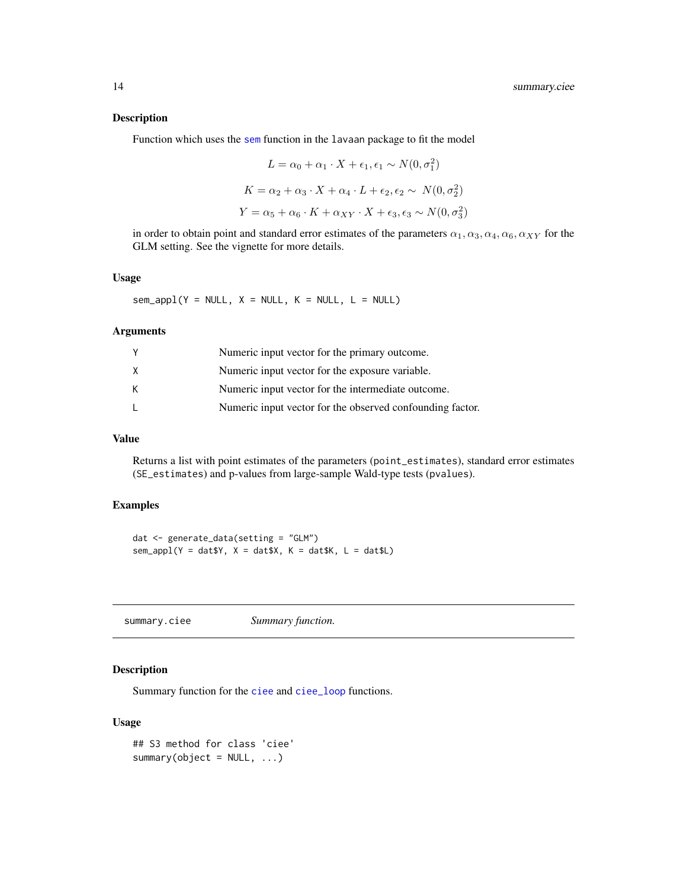### Description

Function which uses the sem function in the lavaan package to fit the model

$$L = \alpha_0 + \alpha_1 \cdot X + \epsilon_1, \epsilon_1 \sim N(0, \sigma_1^2)$$

$$K = \alpha_2 + \alpha_3 \cdot X + \alpha_4 \cdot L + \epsilon_2, \epsilon_2 \sim N(0, \sigma_2^2)$$

$$Y = \alpha_5 + \alpha_6 \cdot K + \alpha_{XY} \cdot X + \epsilon_3, \epsilon_3 \sim N(0, \sigma_3^2)$$

in order to obtain point and standard error estimates of the parameters $\alpha_1, \alpha_3, \alpha_4, \alpha_6, \alpha_{XY}$ for the GLM setting. See the vignette for more details.

### Usage

```
sem_appl(Y = NULL, X = NULL, K = NULL, L = NULL)
```

### Arguments

| | |
|---|---|
| Y | Numeric input vector for the primary outcome. |
| X | Numeric input vector for the exposure variable. |
| K | Numeric input vector for the intermediate outcome. |
| L | Numeric input vector for the observed confounding factor. |

### Value

Returns a list with point estimates of the parameters (point_estimates), standard error estimates (SE_estimates) and p-values from large-sample Wald-type tests (pvalues).

### Examples

```
dat <- generate_data(setting = "GLM")
sem_appl(Y = dat$Y, X = dat$X, K = dat$K, L = dat$L)
```

---

## summary.ciee — *Summary function.*

### Description

Summary function for the ciee and ciee_loop functions.

### Usage

```
## S3 method for class 'ciee'
summary(object = NULL, ...)
```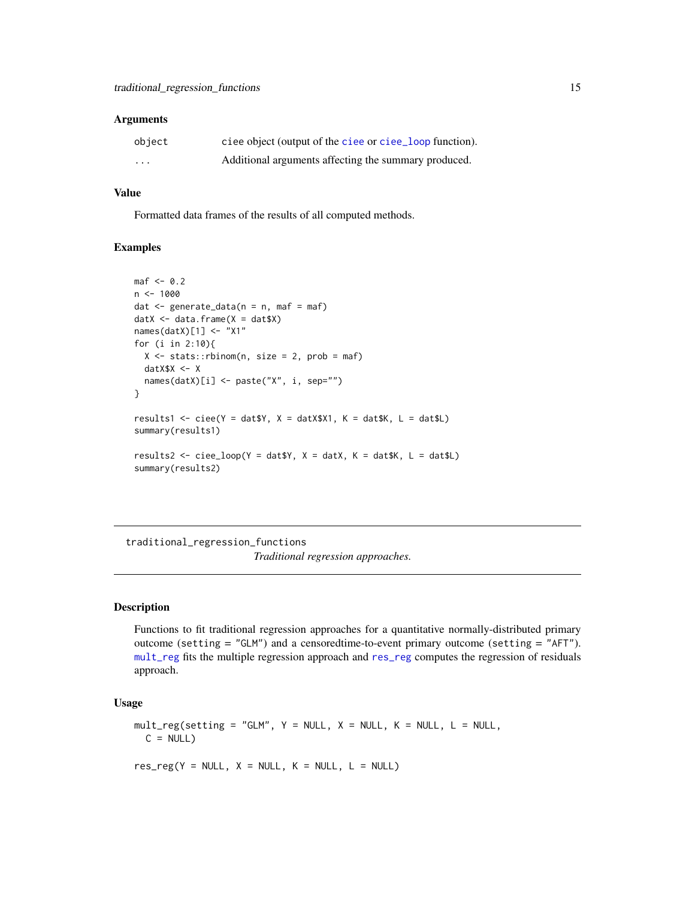### Arguments

| | |
|---|---|
| `object` | ciee object (output of the `ciee` or `ciee_loop` function). |
| `...` | Additional arguments affecting the summary produced. |

### Value

Formatted data frames of the results of all computed methods.

### Examples

```
maf <- 0.2
n <- 1000
dat <- generate_data(n = n, maf = maf)
datX <- data.frame(X = dat$X)
names(datX)[1] <- "X1"
for (i in 2:10){
  X <- stats::rbinom(n, size = 2, prob = maf)
  datX$X <- X
  names(datX)[i] <- paste("X", i, sep="")
}

results1 <- ciee(Y = dat$Y, X = datX$X1, K = dat$K, L = dat$L)
summary(results1)

results2 <- ciee_loop(Y = dat$Y, X = datX, K = dat$K, L = dat$L)
summary(results2)
```

---

## traditional_regression_functions

*Traditional regression approaches.*

### Description

Functions to fit traditional regression approaches for a quantitative normally-distributed primary outcome (`setting = "GLM"`) and a censoredtime-to-event primary outcome (`setting = "AFT"`). `mult_reg` fits the multiple regression approach and `res_reg` computes the regression of residuals approach.

### Usage

```
mult_reg(setting = "GLM", Y = NULL, X = NULL, K = NULL, L = NULL,
  C = NULL)

res_reg(Y = NULL, X = NULL, K = NULL, L = NULL)
```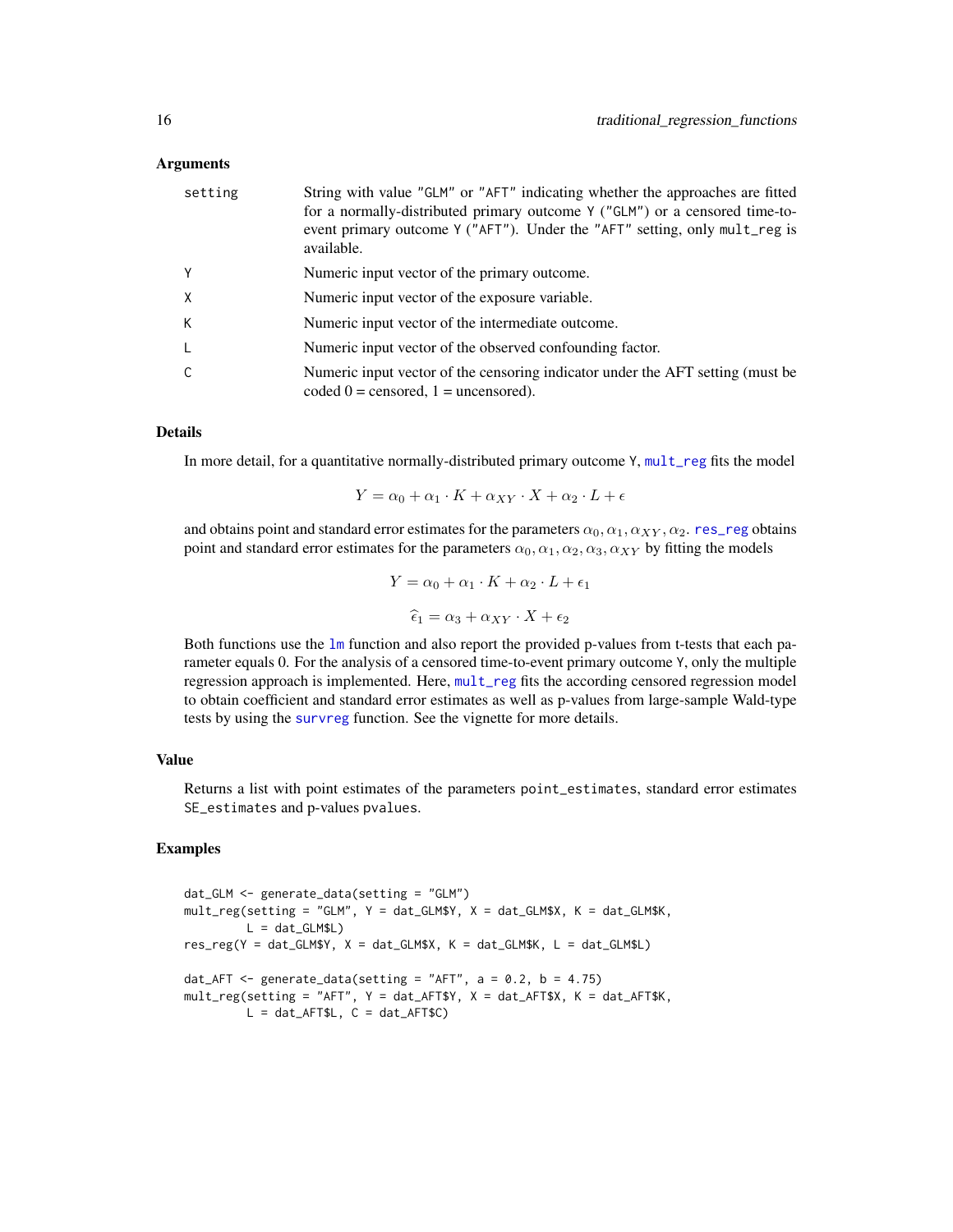### Arguments

| | |
|---|---|
| setting | String with value "GLM" or "AFT" indicating whether the approaches are fitted for a normally-distributed primary outcome Y ("GLM") or a censored time-to-event primary outcome Y ("AFT"). Under the "AFT" setting, only mult_reg is available. |
| Y | Numeric input vector of the primary outcome. |
| X | Numeric input vector of the exposure variable. |
| K | Numeric input vector of the intermediate outcome. |
| L | Numeric input vector of the observed confounding factor. |
| C | Numeric input vector of the censoring indicator under the AFT setting (must be coded 0 = censored, 1 = uncensored). |

### Details

In more detail, for a quantitative normally-distributed primary outcome Y, mult_reg fits the model

$$Y = \alpha_0 + \alpha_1 \cdot K + \alpha_{XY} \cdot X + \alpha_2 \cdot L + \epsilon$$

and obtains point and standard error estimates for the parameters $\alpha_0, \alpha_1, \alpha_{XY}, \alpha_2$. res_reg obtains point and standard error estimates for the parameters $\alpha_0, \alpha_1, \alpha_2, \alpha_3, \alpha_{XY}$ by fitting the models

$$Y = \alpha_0 + \alpha_1 \cdot K + \alpha_2 \cdot L + \epsilon_1$$

$$\widehat{\epsilon}_1 = \alpha_3 + \alpha_{XY} \cdot X + \epsilon_2$$

Both functions use the lm function and also report the provided p-values from t-tests that each parameter equals 0. For the analysis of a censored time-to-event primary outcome Y, only the multiple regression approach is implemented. Here, mult_reg fits the according censored regression model to obtain coefficient and standard error estimates as well as p-values from large-sample Wald-type tests by using the survreg function. See the vignette for more details.

### Value

Returns a list with point estimates of the parameters point_estimates, standard error estimates SE_estimates and p-values pvalues.

### Examples

```
dat_GLM <- generate_data(setting = "GLM")
mult_reg(setting = "GLM", Y = dat_GLM$Y, X = dat_GLM$X, K = dat_GLM$K,
         L = dat_GLM$L)
res_reg(Y = dat_GLM$Y, X = dat_GLM$X, K = dat_GLM$K, L = dat_GLM$L)

dat_AFT <- generate_data(setting = "AFT", a = 0.2, b = 4.75)
mult_reg(setting = "AFT", Y = dat_AFT$Y, X = dat_AFT$X, K = dat_AFT$K,
         L = dat_AFT$L, C = dat_AFT$C)
```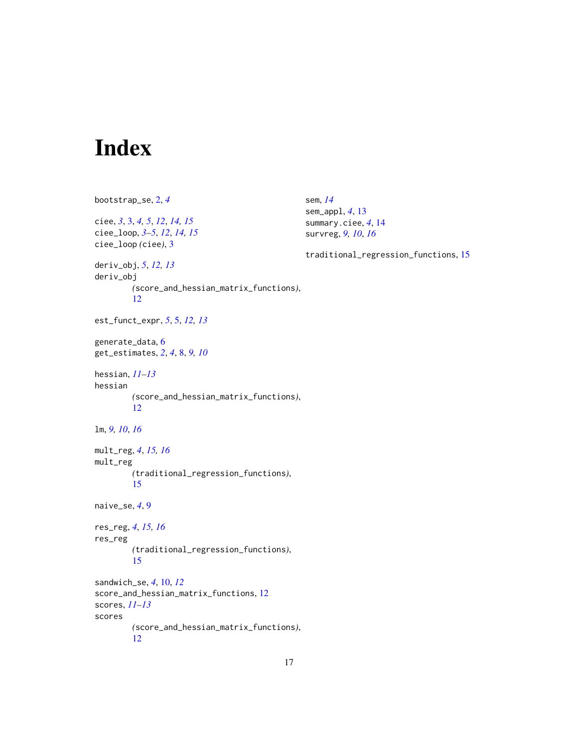# Index

bootstrap_se, 2, *4*

ciee, *3*, 3, *4, 5*, *12*, *14, 15*
ciee_loop, *3–5*, *12*, *14, 15*
ciee_loop *(*ciee*)*, 3

deriv_obj, *5*, *12, 13*
deriv_obj *(*score_and_hessian_matrix_functions*)*, 12

est_funct_expr, *5*, 5, *12, 13*

generate_data, 6
get_estimates, *2*, *4*, 8, *9, 10*

hessian, *11–13*
hessian *(*score_and_hessian_matrix_functions*)*, 12

lm, *9, 10*, *16*

mult_reg, *4*, *15, 16*
mult_reg *(*traditional_regression_functions*)*, 15

naive_se, *4*, 9

res_reg, *4*, *15, 16*
res_reg *(*traditional_regression_functions*)*, 15

sandwich_se, *4*, 10, *12*
score_and_hessian_matrix_functions, 12
scores, *11–13*
scores *(*score_and_hessian_matrix_functions*)*, 12
sem, *14*
sem_appl, *4*, 13
summary.ciee, *4*, 14
survreg, *9, 10*, *16*

traditional_regression_functions, 15